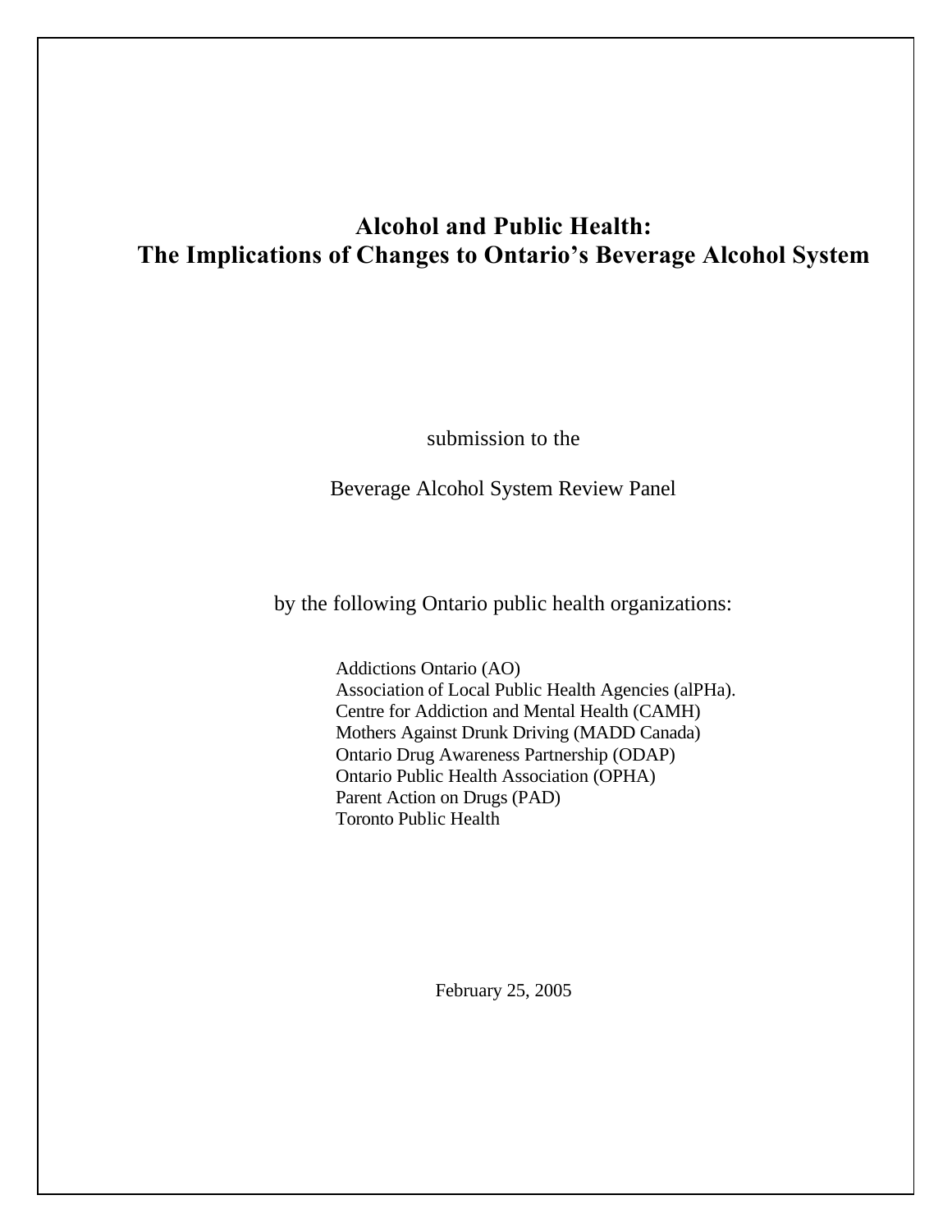# Alcohol and Public Health: The Implications of Changes to Ontario's Beverage Alcohol System

submission to the

Beverage Alcohol System Review Panel

by the following Ontario public health organizations:

Addictions Ontario (AO)
Association of Local Public Health Agencies (alPHa).
Centre for Addiction and Mental Health (CAMH)
Mothers Against Drunk Driving (MADD Canada)
Ontario Drug Awareness Partnership (ODAP)
Ontario Public Health Association (OPHA)
Parent Action on Drugs (PAD)
Toronto Public Health

February 25, 2005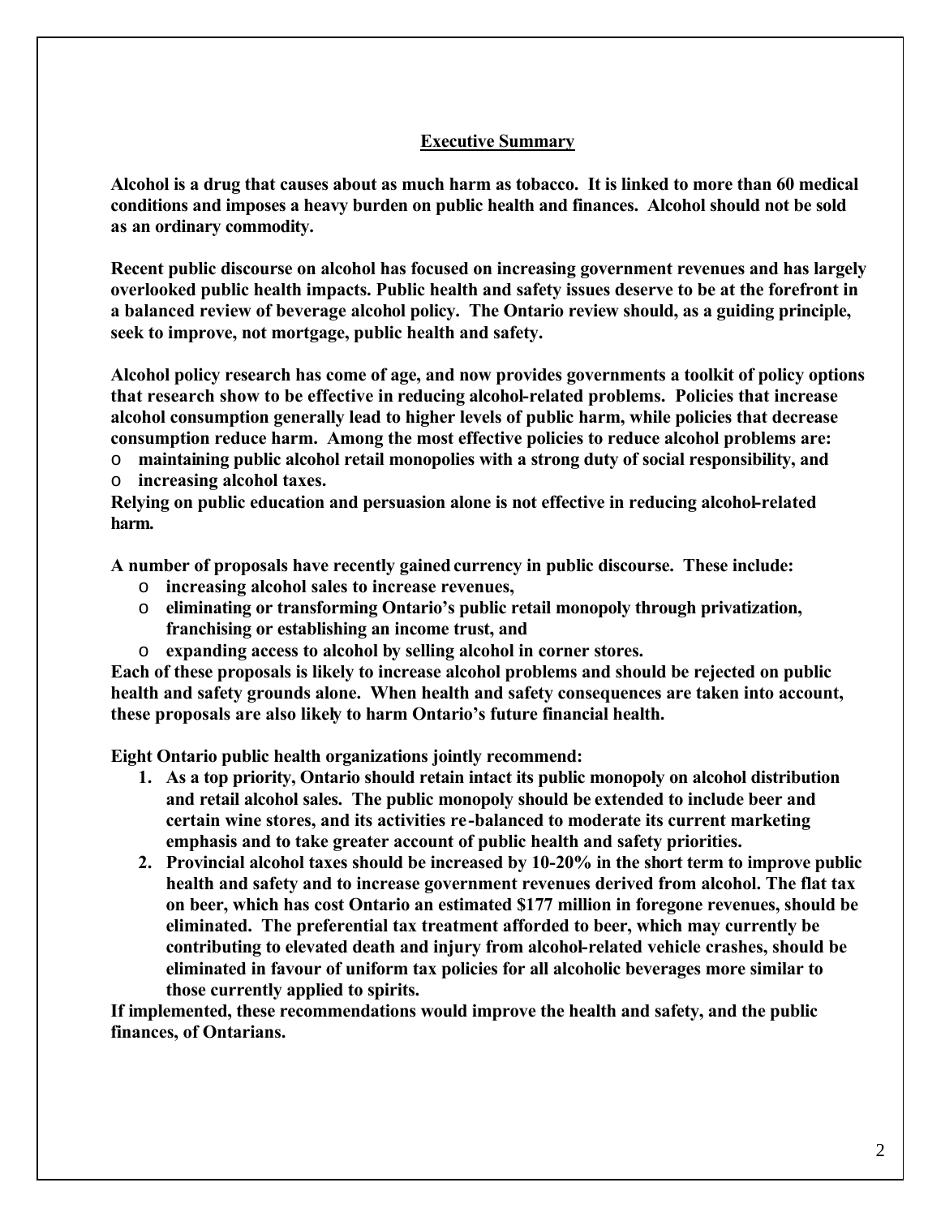## Executive Summary

**Alcohol is a drug that causes about as much harm as tobacco. It is linked to more than 60 medical conditions and imposes a heavy burden on public health and finances. Alcohol should not be sold as an ordinary commodity.**

**Recent public discourse on alcohol has focused on increasing government revenues and has largely overlooked public health impacts. Public health and safety issues deserve to be at the forefront in a balanced review of beverage alcohol policy. The Ontario review should, as a guiding principle, seek to improve, not mortgage, public health and safety.**

**Alcohol policy research has come of age, and now provides governments a toolkit of policy options that research show to be effective in reducing alcohol-related problems. Policies that increase alcohol consumption generally lead to higher levels of public harm, while policies that decrease consumption reduce harm. Among the most effective policies to reduce alcohol problems are:**

- **maintaining public alcohol retail monopolies with a strong duty of social responsibility, and**
- **increasing alcohol taxes.**

**Relying on public education and persuasion alone is not effective in reducing alcohol-related harm.**

**A number of proposals have recently gained currency in public discourse. These include:**

- **increasing alcohol sales to increase revenues,**
- **eliminating or transforming Ontario's public retail monopoly through privatization, franchising or establishing an income trust, and**
- **expanding access to alcohol by selling alcohol in corner stores.**

**Each of these proposals is likely to increase alcohol problems and should be rejected on public health and safety grounds alone. When health and safety consequences are taken into account, these proposals are also likely to harm Ontario's future financial health.**

**Eight Ontario public health organizations jointly recommend:**

1. **As a top priority, Ontario should retain intact its public monopoly on alcohol distribution and retail alcohol sales. The public monopoly should be extended to include beer and certain wine stores, and its activities re-balanced to moderate its current marketing emphasis and to take greater account of public health and safety priorities.**
2. **Provincial alcohol taxes should be increased by 10-20% in the short term to improve public health and safety and to increase government revenues derived from alcohol. The flat tax on beer, which has cost Ontario an estimated $177 million in foregone revenues, should be eliminated. The preferential tax treatment afforded to beer, which may currently be contributing to elevated death and injury from alcohol-related vehicle crashes, should be eliminated in favour of uniform tax policies for all alcoholic beverages more similar to those currently applied to spirits.**

**If implemented, these recommendations would improve the health and safety, and the public finances, of Ontarians.**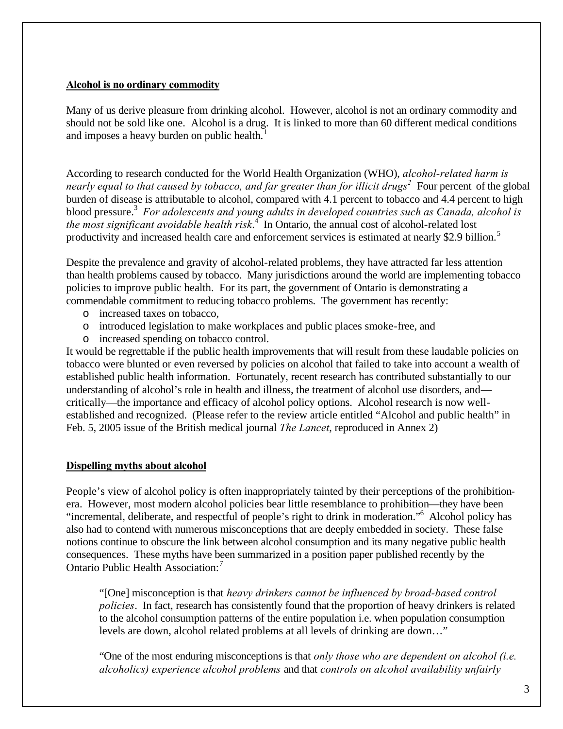**Alcohol is no ordinary commodity**

Many of us derive pleasure from drinking alcohol. However, alcohol is not an ordinary commodity and should not be sold like one. Alcohol is a drug. It is linked to more than 60 different medical conditions and imposes a heavy burden on public health.[1]

According to research conducted for the World Health Organization (WHO), *alcohol-related harm is nearly equal to that caused by tobacco, and far greater than for illicit drugs*[2] Four percent of the global burden of disease is attributable to alcohol, compared with 4.1 percent to tobacco and 4.4 percent to high blood pressure.[3] *For adolescents and young adults in developed countries such as Canada, alcohol is the most significant avoidable health risk*.[4] In Ontario, the annual cost of alcohol-related lost productivity and increased health care and enforcement services is estimated at nearly $2.9 billion.[5]

Despite the prevalence and gravity of alcohol-related problems, they have attracted far less attention than health problems caused by tobacco. Many jurisdictions around the world are implementing tobacco policies to improve public health. For its part, the government of Ontario is demonstrating a commendable commitment to reducing tobacco problems. The government has recently:

- increased taxes on tobacco,
- introduced legislation to make workplaces and public places smoke-free, and
- increased spending on tobacco control.

It would be regrettable if the public health improvements that will result from these laudable policies on tobacco were blunted or even reversed by policies on alcohol that failed to take into account a wealth of established public health information. Fortunately, recent research has contributed substantially to our understanding of alcohol's role in health and illness, the treatment of alcohol use disorders, and—critically—the importance and efficacy of alcohol policy options. Alcohol research is now well-established and recognized. (Please refer to the review article entitled "Alcohol and public health" in Feb. 5, 2005 issue of the British medical journal *The Lancet*, reproduced in Annex 2)

**Dispelling myths about alcohol**

People's view of alcohol policy is often inappropriately tainted by their perceptions of the prohibition-era. However, most modern alcohol policies bear little resemblance to prohibition—they have been "incremental, deliberate, and respectful of people's right to drink in moderation."[6] Alcohol policy has also had to contend with numerous misconceptions that are deeply embedded in society. These false notions continue to obscure the link between alcohol consumption and its many negative public health consequences. These myths have been summarized in a position paper published recently by the Ontario Public Health Association:[7]

> "[One] misconception is that *heavy drinkers cannot be influenced by broad-based control policies*. In fact, research has consistently found that the proportion of heavy drinkers is related to the alcohol consumption patterns of the entire population i.e. when population consumption levels are down, alcohol related problems at all levels of drinking are down…"
>
> "One of the most enduring misconceptions is that *only those who are dependent on alcohol (i.e. alcoholics) experience alcohol problems* and that *controls on alcohol availability unfairly*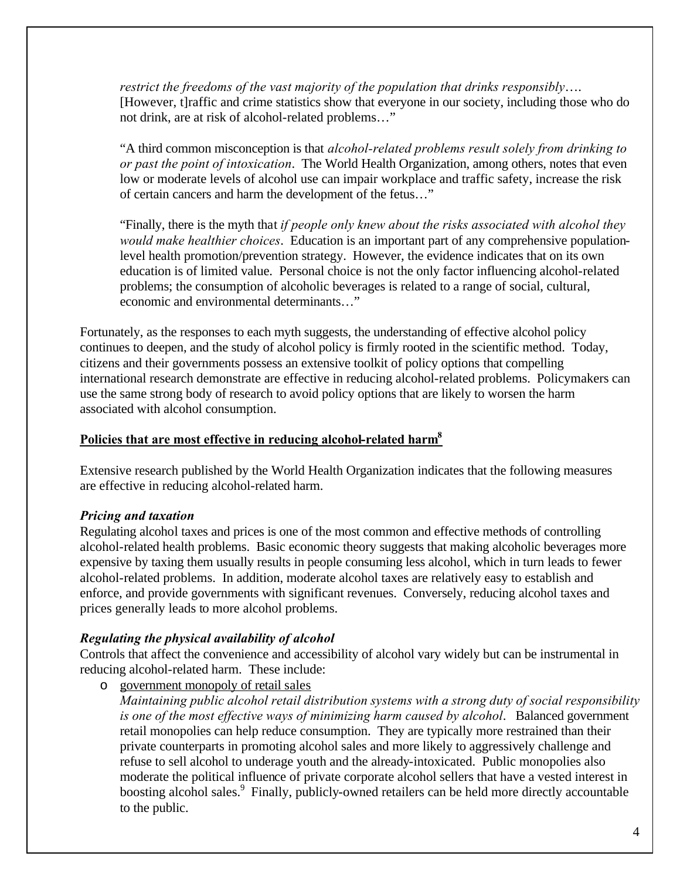*restrict the freedoms of the vast majority of the population that drinks responsibly….* [However, t]raffic and crime statistics show that everyone in our society, including those who do not drink, are at risk of alcohol-related problems…"

"A third common misconception is that *alcohol-related problems result solely from drinking to or past the point of intoxication*. The World Health Organization, among others, notes that even low or moderate levels of alcohol use can impair workplace and traffic safety, increase the risk of certain cancers and harm the development of the fetus…"

"Finally, there is the myth that *if people only knew about the risks associated with alcohol they would make healthier choices*. Education is an important part of any comprehensive population-level health promotion/prevention strategy. However, the evidence indicates that on its own education is of limited value. Personal choice is not the only factor influencing alcohol-related problems; the consumption of alcoholic beverages is related to a range of social, cultural, economic and environmental determinants…"

Fortunately, as the responses to each myth suggests, the understanding of effective alcohol policy continues to deepen, and the study of alcohol policy is firmly rooted in the scientific method. Today, citizens and their governments possess an extensive toolkit of policy options that compelling international research demonstrate are effective in reducing alcohol-related problems. Policymakers can use the same strong body of research to avoid policy options that are likely to worsen the harm associated with alcohol consumption.

## Policies that are most effective in reducing alcohol-related harm[8]

Extensive research published by the World Health Organization indicates that the following measures are effective in reducing alcohol-related harm.

### *Pricing and taxation*

Regulating alcohol taxes and prices is one of the most common and effective methods of controlling alcohol-related health problems. Basic economic theory suggests that making alcoholic beverages more expensive by taxing them usually results in people consuming less alcohol, which in turn leads to fewer alcohol-related problems. In addition, moderate alcohol taxes are relatively easy to establish and enforce, and provide governments with significant revenues. Conversely, reducing alcohol taxes and prices generally leads to more alcohol problems.

### *Regulating the physical availability of alcohol*

Controls that affect the convenience and accessibility of alcohol vary widely but can be instrumental in reducing alcohol-related harm. These include:

- government monopoly of retail sales
  *Maintaining public alcohol retail distribution systems with a strong duty of social responsibility is one of the most effective ways of minimizing harm caused by alcohol*. Balanced government retail monopolies can help reduce consumption. They are typically more restrained than their private counterparts in promoting alcohol sales and more likely to aggressively challenge and refuse to sell alcohol to underage youth and the already-intoxicated. Public monopolies also moderate the political influence of private corporate alcohol sellers that have a vested interest in boosting alcohol sales.[9] Finally, publicly-owned retailers can be held more directly accountable to the public.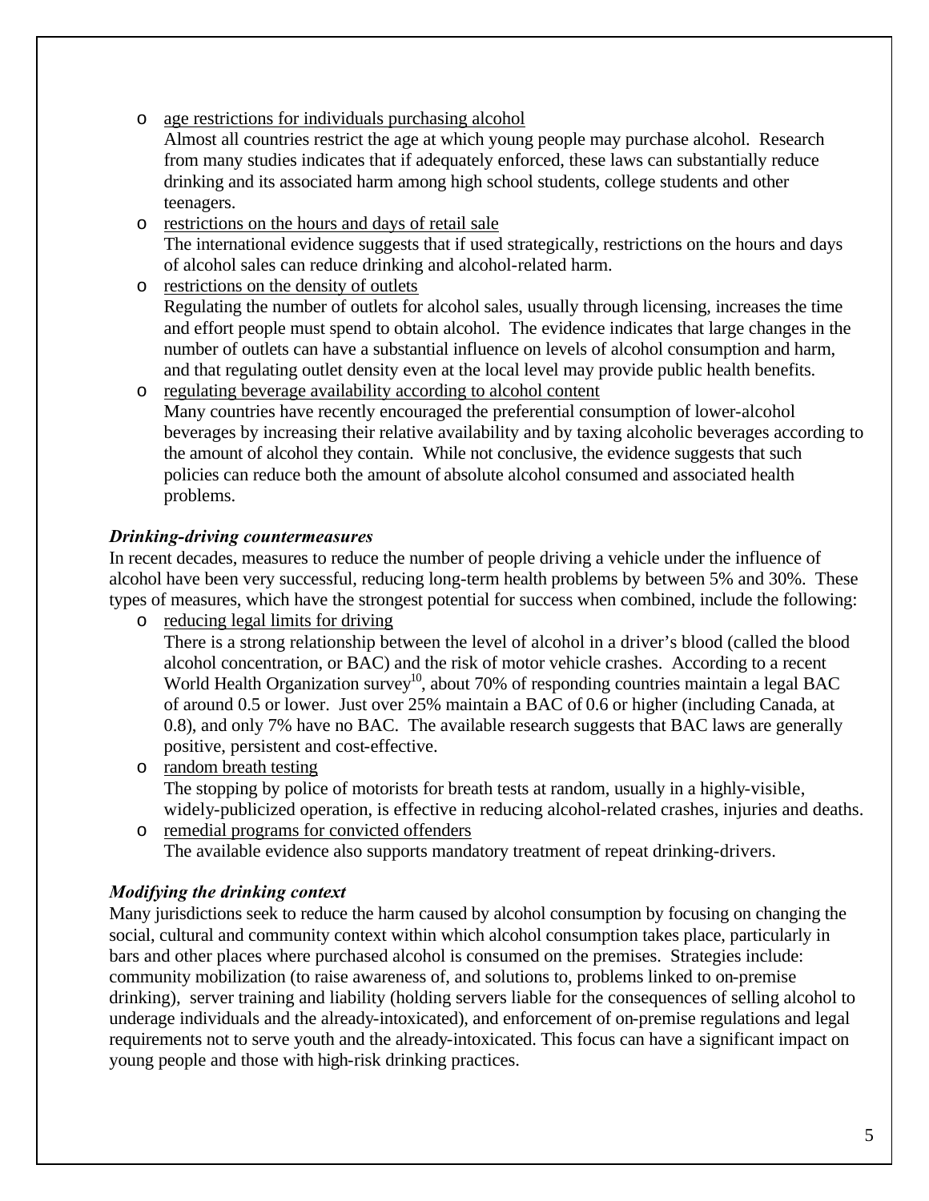- age restrictions for individuals purchasing alcohol
  Almost all countries restrict the age at which young people may purchase alcohol. Research from many studies indicates that if adequately enforced, these laws can substantially reduce drinking and its associated harm among high school students, college students and other teenagers.
- restrictions on the hours and days of retail sale
  The international evidence suggests that if used strategically, restrictions on the hours and days of alcohol sales can reduce drinking and alcohol-related harm.
- restrictions on the density of outlets
  Regulating the number of outlets for alcohol sales, usually through licensing, increases the time and effort people must spend to obtain alcohol. The evidence indicates that large changes in the number of outlets can have a substantial influence on levels of alcohol consumption and harm, and that regulating outlet density even at the local level may provide public health benefits.
- regulating beverage availability according to alcohol content
  Many countries have recently encouraged the preferential consumption of lower-alcohol beverages by increasing their relative availability and by taxing alcoholic beverages according to the amount of alcohol they contain. While not conclusive, the evidence suggests that such policies can reduce both the amount of absolute alcohol consumed and associated health problems.

### *Drinking-driving countermeasures*

In recent decades, measures to reduce the number of people driving a vehicle under the influence of alcohol have been very successful, reducing long-term health problems by between 5% and 30%. These types of measures, which have the strongest potential for success when combined, include the following:

- reducing legal limits for driving
  There is a strong relationship between the level of alcohol in a driver's blood (called the blood alcohol concentration, or BAC) and the risk of motor vehicle crashes. According to a recent World Health Organization survey[10], about 70% of responding countries maintain a legal BAC of around 0.5 or lower. Just over 25% maintain a BAC of 0.6 or higher (including Canada, at 0.8), and only 7% have no BAC. The available research suggests that BAC laws are generally positive, persistent and cost-effective.
- random breath testing
  The stopping by police of motorists for breath tests at random, usually in a highly-visible, widely-publicized operation, is effective in reducing alcohol-related crashes, injuries and deaths.
- remedial programs for convicted offenders
  The available evidence also supports mandatory treatment of repeat drinking-drivers.

### *Modifying the drinking context*

Many jurisdictions seek to reduce the harm caused by alcohol consumption by focusing on changing the social, cultural and community context within which alcohol consumption takes place, particularly in bars and other places where purchased alcohol is consumed on the premises. Strategies include: community mobilization (to raise awareness of, and solutions to, problems linked to on-premise drinking), server training and liability (holding servers liable for the consequences of selling alcohol to underage individuals and the already-intoxicated), and enforcement of on-premise regulations and legal requirements not to serve youth and the already-intoxicated. This focus can have a significant impact on young people and those with high-risk drinking practices.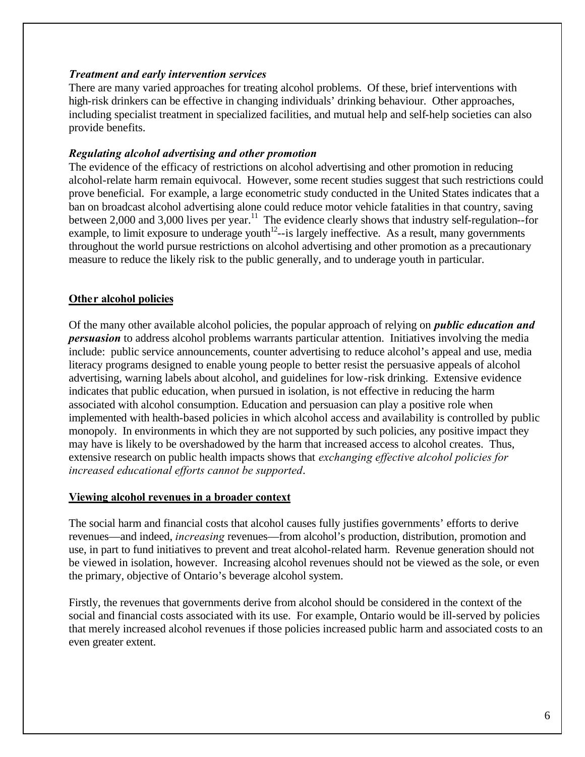***Treatment and early intervention services***

There are many varied approaches for treating alcohol problems. Of these, brief interventions with high-risk drinkers can be effective in changing individuals' drinking behaviour. Other approaches, including specialist treatment in specialized facilities, and mutual help and self-help societies can also provide benefits.

***Regulating alcohol advertising and other promotion***

The evidence of the efficacy of restrictions on alcohol advertising and other promotion in reducing alcohol-relate harm remain equivocal. However, some recent studies suggest that such restrictions could prove beneficial. For example, a large econometric study conducted in the United States indicates that a ban on broadcast alcohol advertising alone could reduce motor vehicle fatalities in that country, saving between 2,000 and 3,000 lives per year.[11] The evidence clearly shows that industry self-regulation--for example, to limit exposure to underage youth[12]--is largely ineffective. As a result, many governments throughout the world pursue restrictions on alcohol advertising and other promotion as a precautionary measure to reduce the likely risk to the public generally, and to underage youth in particular.

## Other alcohol policies

Of the many other available alcohol policies, the popular approach of relying on ***public education and persuasion*** to address alcohol problems warrants particular attention. Initiatives involving the media include: public service announcements, counter advertising to reduce alcohol's appeal and use, media literacy programs designed to enable young people to better resist the persuasive appeals of alcohol advertising, warning labels about alcohol, and guidelines for low-risk drinking. Extensive evidence indicates that public education, when pursued in isolation, is not effective in reducing the harm associated with alcohol consumption. Education and persuasion can play a positive role when implemented with health-based policies in which alcohol access and availability is controlled by public monopoly. In environments in which they are not supported by such policies, any positive impact they may have is likely to be overshadowed by the harm that increased access to alcohol creates. Thus, extensive research on public health impacts shows that *exchanging effective alcohol policies for increased educational efforts cannot be supported*.

## Viewing alcohol revenues in a broader context

The social harm and financial costs that alcohol causes fully justifies governments' efforts to derive revenues—and indeed, *increasing* revenues—from alcohol's production, distribution, promotion and use, in part to fund initiatives to prevent and treat alcohol-related harm. Revenue generation should not be viewed in isolation, however. Increasing alcohol revenues should not be viewed as the sole, or even the primary, objective of Ontario's beverage alcohol system.

Firstly, the revenues that governments derive from alcohol should be considered in the context of the social and financial costs associated with its use. For example, Ontario would be ill-served by policies that merely increased alcohol revenues if those policies increased public harm and associated costs to an even greater extent.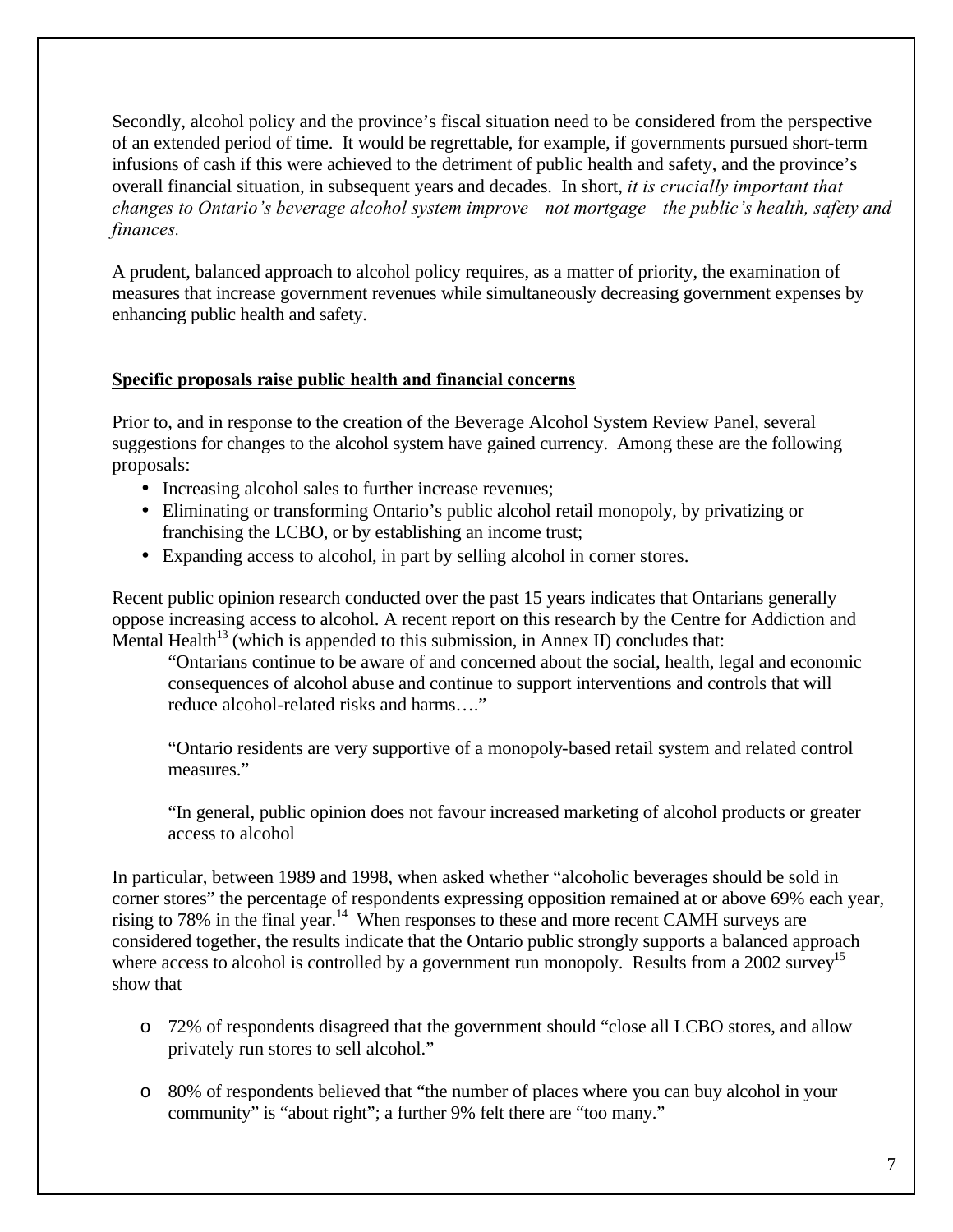Secondly, alcohol policy and the province's fiscal situation need to be considered from the perspective of an extended period of time. It would be regrettable, for example, if governments pursued short-term infusions of cash if this were achieved to the detriment of public health and safety, and the province's overall financial situation, in subsequent years and decades. In short, *it is crucially important that changes to Ontario's beverage alcohol system improve—not mortgage—the public's health, safety and finances.*

A prudent, balanced approach to alcohol policy requires, as a matter of priority, the examination of measures that increase government revenues while simultaneously decreasing government expenses by enhancing public health and safety.

**Specific proposals raise public health and financial concerns**

Prior to, and in response to the creation of the Beverage Alcohol System Review Panel, several suggestions for changes to the alcohol system have gained currency. Among these are the following proposals:

- Increasing alcohol sales to further increase revenues;
- Eliminating or transforming Ontario's public alcohol retail monopoly, by privatizing or franchising the LCBO, or by establishing an income trust;
- Expanding access to alcohol, in part by selling alcohol in corner stores.

Recent public opinion research conducted over the past 15 years indicates that Ontarians generally oppose increasing access to alcohol. A recent report on this research by the Centre for Addiction and Mental Health[13] (which is appended to this submission, in Annex II) concludes that:

> "Ontarians continue to be aware of and concerned about the social, health, legal and economic consequences of alcohol abuse and continue to support interventions and controls that will reduce alcohol-related risks and harms…."
>
> "Ontario residents are very supportive of a monopoly-based retail system and related control measures."
>
> "In general, public opinion does not favour increased marketing of alcohol products or greater access to alcohol

In particular, between 1989 and 1998, when asked whether "alcoholic beverages should be sold in corner stores" the percentage of respondents expressing opposition remained at or above 69% each year, rising to 78% in the final year.[14] When responses to these and more recent CAMH surveys are considered together, the results indicate that the Ontario public strongly supports a balanced approach where access to alcohol is controlled by a government run monopoly. Results from a 2002 survey[15] show that

- 72% of respondents disagreed that the government should "close all LCBO stores, and allow privately run stores to sell alcohol."
- 80% of respondents believed that "the number of places where you can buy alcohol in your community" is "about right"; a further 9% felt there are "too many."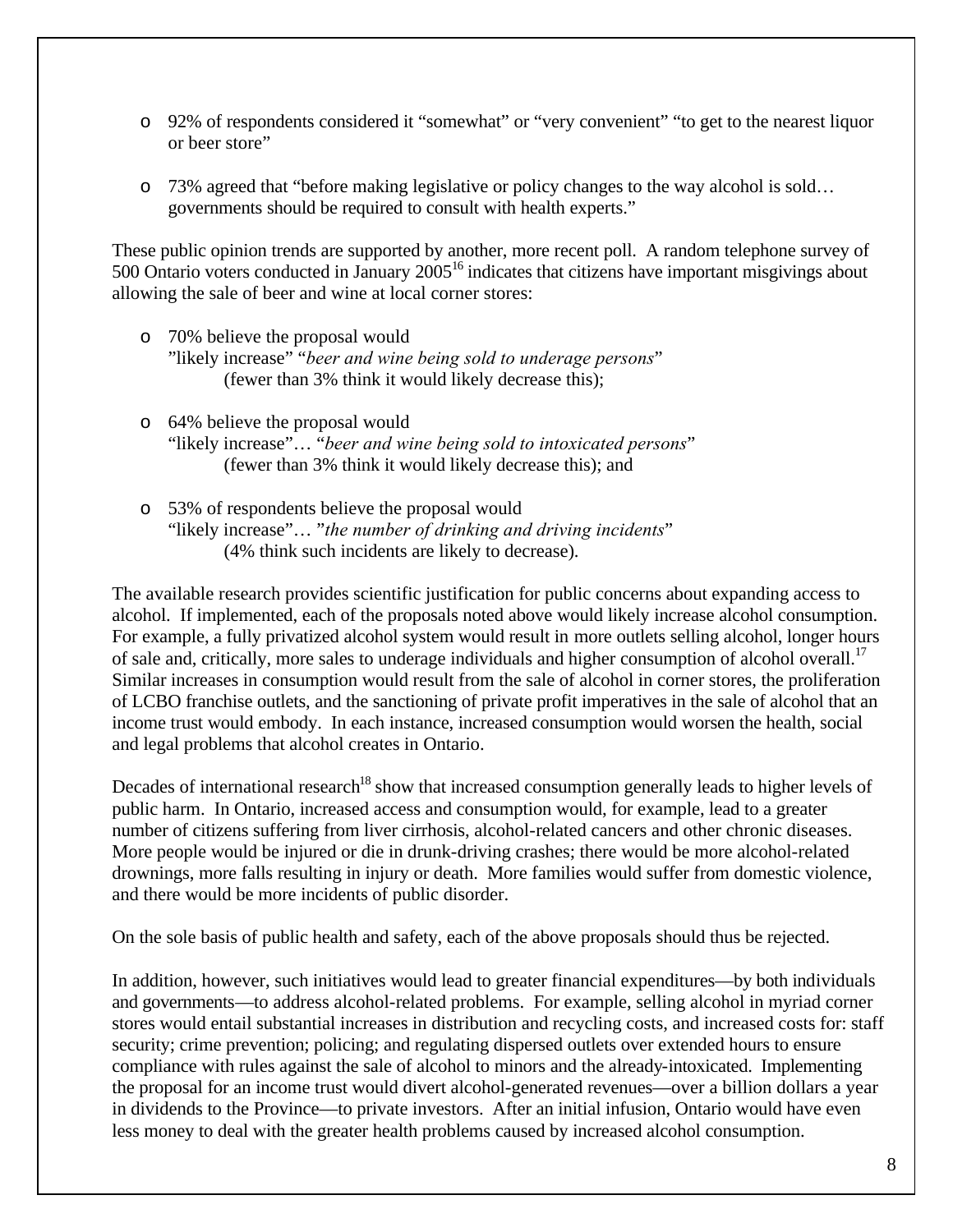- 92% of respondents considered it "somewhat" or "very convenient" "to get to the nearest liquor or beer store"

- 73% agreed that "before making legislative or policy changes to the way alcohol is sold… governments should be required to consult with health experts."

These public opinion trends are supported by another, more recent poll. A random telephone survey of 500 Ontario voters conducted in January 2005[16] indicates that citizens have important misgivings about allowing the sale of beer and wine at local corner stores:

- 70% believe the proposal would
  "likely increase" "*beer and wine being sold to underage persons*"
  (fewer than 3% think it would likely decrease this);

- 64% believe the proposal would
  "likely increase"… "*beer and wine being sold to intoxicated persons*"
  (fewer than 3% think it would likely decrease this); and

- 53% of respondents believe the proposal would
  "likely increase"… "*the number of drinking and driving incidents*"
  (4% think such incidents are likely to decrease).

The available research provides scientific justification for public concerns about expanding access to alcohol. If implemented, each of the proposals noted above would likely increase alcohol consumption. For example, a fully privatized alcohol system would result in more outlets selling alcohol, longer hours of sale and, critically, more sales to underage individuals and higher consumption of alcohol overall.[17] Similar increases in consumption would result from the sale of alcohol in corner stores, the proliferation of LCBO franchise outlets, and the sanctioning of private profit imperatives in the sale of alcohol that an income trust would embody. In each instance, increased consumption would worsen the health, social and legal problems that alcohol creates in Ontario.

Decades of international research[18] show that increased consumption generally leads to higher levels of public harm. In Ontario, increased access and consumption would, for example, lead to a greater number of citizens suffering from liver cirrhosis, alcohol-related cancers and other chronic diseases. More people would be injured or die in drunk-driving crashes; there would be more alcohol-related drownings, more falls resulting in injury or death. More families would suffer from domestic violence, and there would be more incidents of public disorder.

On the sole basis of public health and safety, each of the above proposals should thus be rejected.

In addition, however, such initiatives would lead to greater financial expenditures—by both individuals and governments—to address alcohol-related problems. For example, selling alcohol in myriad corner stores would entail substantial increases in distribution and recycling costs, and increased costs for: staff security; crime prevention; policing; and regulating dispersed outlets over extended hours to ensure compliance with rules against the sale of alcohol to minors and the already-intoxicated. Implementing the proposal for an income trust would divert alcohol-generated revenues—over a billion dollars a year in dividends to the Province—to private investors. After an initial infusion, Ontario would have even less money to deal with the greater health problems caused by increased alcohol consumption.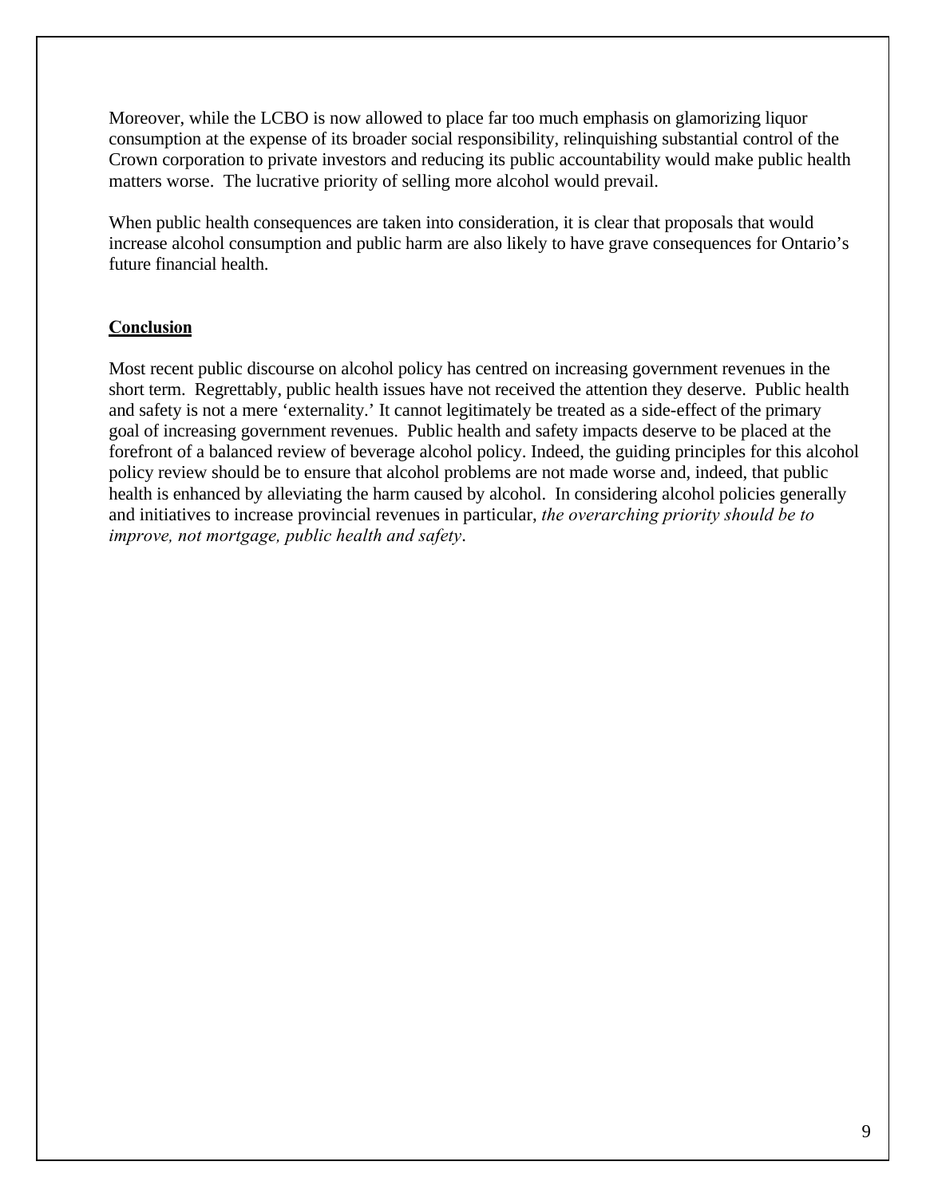Moreover, while the LCBO is now allowed to place far too much emphasis on glamorizing liquor consumption at the expense of its broader social responsibility, relinquishing substantial control of the Crown corporation to private investors and reducing its public accountability would make public health matters worse. The lucrative priority of selling more alcohol would prevail.

When public health consequences are taken into consideration, it is clear that proposals that would increase alcohol consumption and public harm are also likely to have grave consequences for Ontario's future financial health.

## Conclusion

Most recent public discourse on alcohol policy has centred on increasing government revenues in the short term. Regrettably, public health issues have not received the attention they deserve. Public health and safety is not a mere 'externality.' It cannot legitimately be treated as a side-effect of the primary goal of increasing government revenues. Public health and safety impacts deserve to be placed at the forefront of a balanced review of beverage alcohol policy. Indeed, the guiding principles for this alcohol policy review should be to ensure that alcohol problems are not made worse and, indeed, that public health is enhanced by alleviating the harm caused by alcohol. In considering alcohol policies generally and initiatives to increase provincial revenues in particular, *the overarching priority should be to improve, not mortgage, public health and safety*.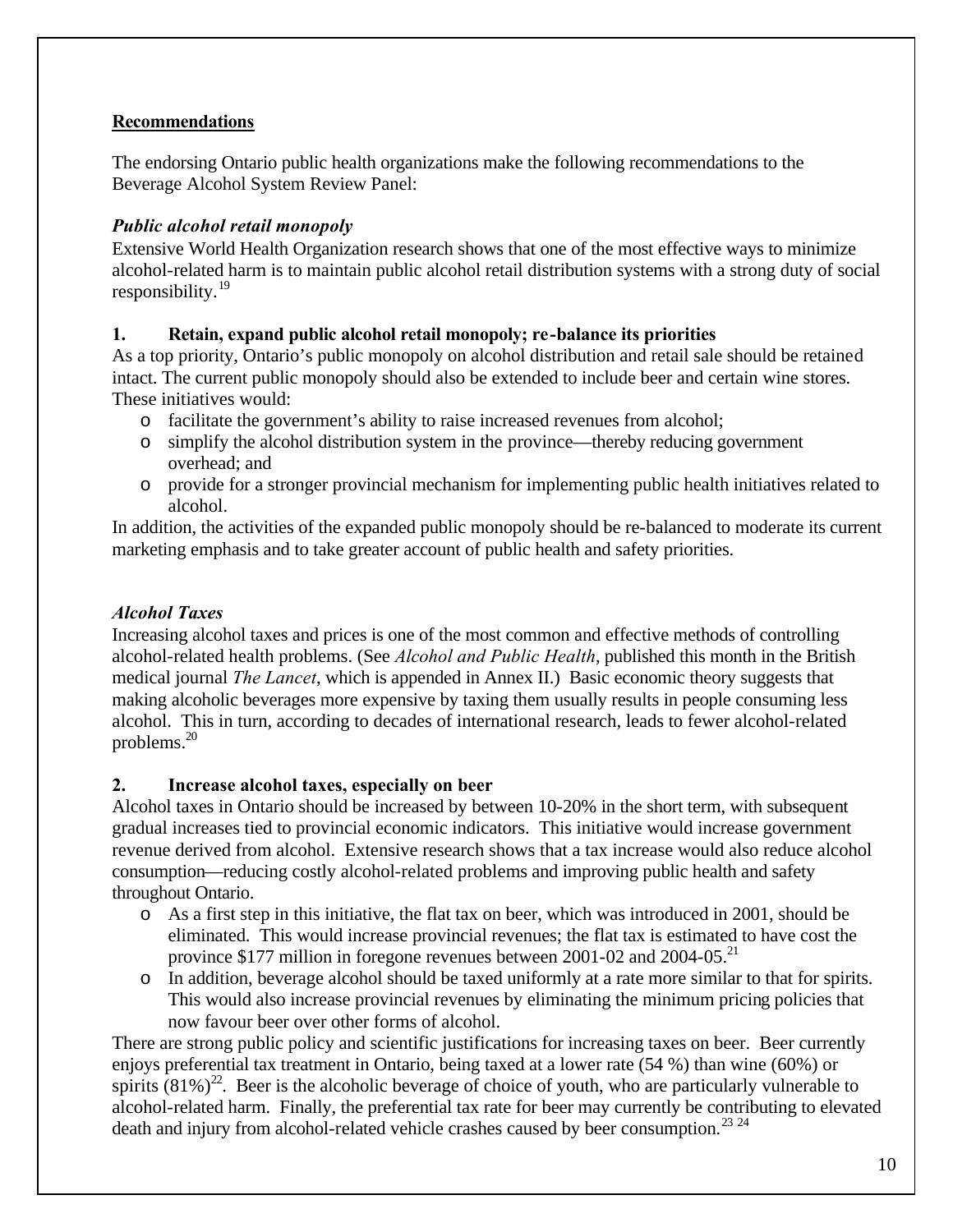## Recommendations

The endorsing Ontario public health organizations make the following recommendations to the Beverage Alcohol System Review Panel:

### *Public alcohol retail monopoly*

Extensive World Health Organization research shows that one of the most effective ways to minimize alcohol-related harm is to maintain public alcohol retail distribution systems with a strong duty of social responsibility.[19]

### 1. Retain, expand public alcohol retail monopoly; re-balance its priorities

As a top priority, Ontario's public monopoly on alcohol distribution and retail sale should be retained intact. The current public monopoly should also be extended to include beer and certain wine stores. These initiatives would:

- facilitate the government's ability to raise increased revenues from alcohol;
- simplify the alcohol distribution system in the province—thereby reducing government overhead; and
- provide for a stronger provincial mechanism for implementing public health initiatives related to alcohol.

In addition, the activities of the expanded public monopoly should be re-balanced to moderate its current marketing emphasis and to take greater account of public health and safety priorities.

### *Alcohol Taxes*

Increasing alcohol taxes and prices is one of the most common and effective methods of controlling alcohol-related health problems. (See *Alcohol and Public Health*, published this month in the British medical journal *The Lancet*, which is appended in Annex II.) Basic economic theory suggests that making alcoholic beverages more expensive by taxing them usually results in people consuming less alcohol. This in turn, according to decades of international research, leads to fewer alcohol-related problems.[20]

### 2. Increase alcohol taxes, especially on beer

Alcohol taxes in Ontario should be increased by between 10-20% in the short term, with subsequent gradual increases tied to provincial economic indicators. This initiative would increase government revenue derived from alcohol. Extensive research shows that a tax increase would also reduce alcohol consumption—reducing costly alcohol-related problems and improving public health and safety throughout Ontario.

- As a first step in this initiative, the flat tax on beer, which was introduced in 2001, should be eliminated. This would increase provincial revenues; the flat tax is estimated to have cost the province $177 million in foregone revenues between 2001-02 and 2004-05.[21]
- In addition, beverage alcohol should be taxed uniformly at a rate more similar to that for spirits. This would also increase provincial revenues by eliminating the minimum pricing policies that now favour beer over other forms of alcohol.

There are strong public policy and scientific justifications for increasing taxes on beer. Beer currently enjoys preferential tax treatment in Ontario, being taxed at a lower rate (54 %) than wine (60%) or spirits (81%)[22]. Beer is the alcoholic beverage of choice of youth, who are particularly vulnerable to alcohol-related harm. Finally, the preferential tax rate for beer may currently be contributing to elevated death and injury from alcohol-related vehicle crashes caused by beer consumption.[23] [24]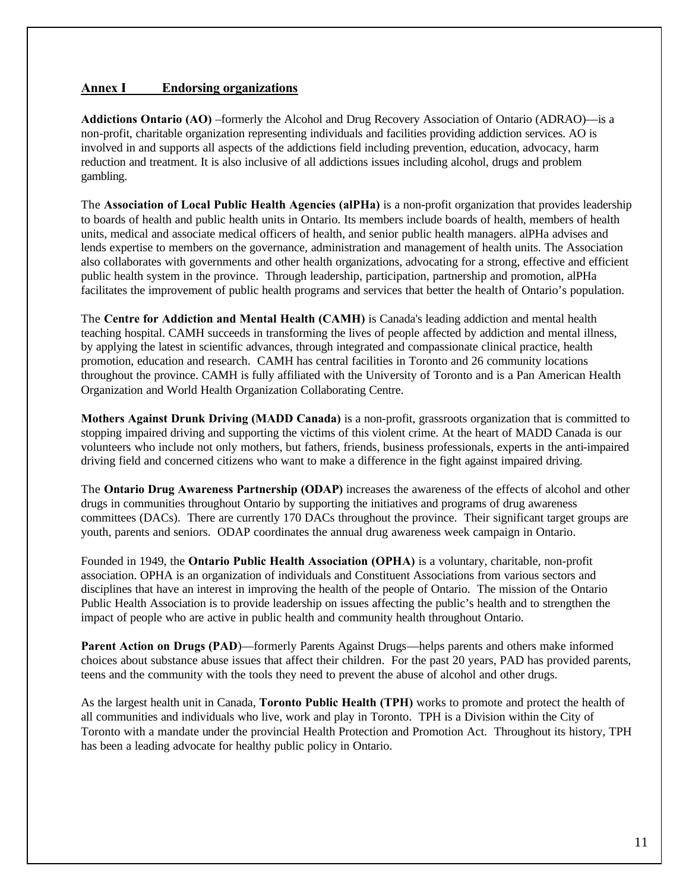## Annex I Endorsing organizations

**Addictions Ontario (AO)** –formerly the Alcohol and Drug Recovery Association of Ontario (ADRAO)—is a non-profit, charitable organization representing individuals and facilities providing addiction services. AO is involved in and supports all aspects of the addictions field including prevention, education, advocacy, harm reduction and treatment. It is also inclusive of all addictions issues including alcohol, drugs and problem gambling.

The **Association of Local Public Health Agencies (alPHa)** is a non-profit organization that provides leadership to boards of health and public health units in Ontario. Its members include boards of health, members of health units, medical and associate medical officers of health, and senior public health managers. alPHa advises and lends expertise to members on the governance, administration and management of health units. The Association also collaborates with governments and other health organizations, advocating for a strong, effective and efficient public health system in the province. Through leadership, participation, partnership and promotion, alPHa facilitates the improvement of public health programs and services that better the health of Ontario's population.

The **Centre for Addiction and Mental Health (CAMH)** is Canada's leading addiction and mental health teaching hospital. CAMH succeeds in transforming the lives of people affected by addiction and mental illness, by applying the latest in scientific advances, through integrated and compassionate clinical practice, health promotion, education and research. CAMH has central facilities in Toronto and 26 community locations throughout the province. CAMH is fully affiliated with the University of Toronto and is a Pan American Health Organization and World Health Organization Collaborating Centre.

**Mothers Against Drunk Driving (MADD Canada)** is a non-profit, grassroots organization that is committed to stopping impaired driving and supporting the victims of this violent crime. At the heart of MADD Canada is our volunteers who include not only mothers, but fathers, friends, business professionals, experts in the anti-impaired driving field and concerned citizens who want to make a difference in the fight against impaired driving.

The **Ontario Drug Awareness Partnership (ODAP)** increases the awareness of the effects of alcohol and other drugs in communities throughout Ontario by supporting the initiatives and programs of drug awareness committees (DACs). There are currently 170 DACs throughout the province. Their significant target groups are youth, parents and seniors. ODAP coordinates the annual drug awareness week campaign in Ontario.

Founded in 1949, the **Ontario Public Health Association (OPHA)** is a voluntary, charitable, non-profit association. OPHA is an organization of individuals and Constituent Associations from various sectors and disciplines that have an interest in improving the health of the people of Ontario. The mission of the Ontario Public Health Association is to provide leadership on issues affecting the public's health and to strengthen the impact of people who are active in public health and community health throughout Ontario.

**Parent Action on Drugs (PAD)**—formerly Parents Against Drugs—helps parents and others make informed choices about substance abuse issues that affect their children. For the past 20 years, PAD has provided parents, teens and the community with the tools they need to prevent the abuse of alcohol and other drugs.

As the largest health unit in Canada, **Toronto Public Health (TPH)** works to promote and protect the health of all communities and individuals who live, work and play in Toronto. TPH is a Division within the City of Toronto with a mandate under the provincial Health Protection and Promotion Act. Throughout its history, TPH has been a leading advocate for healthy public policy in Ontario.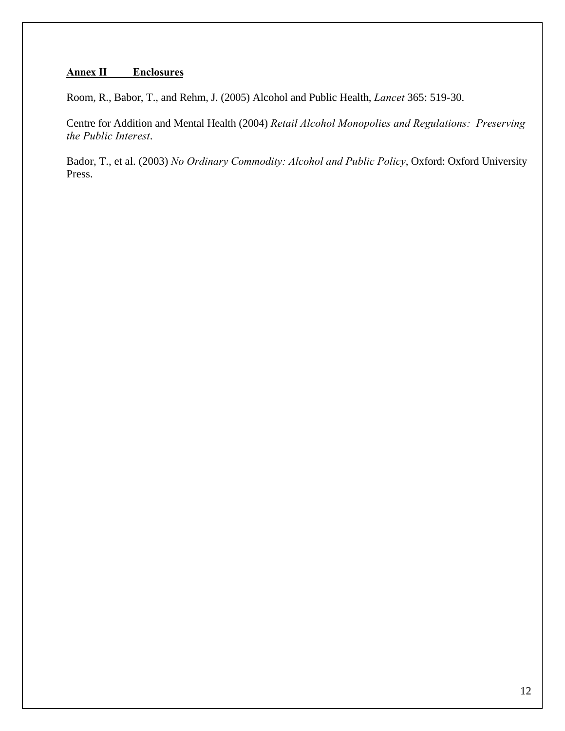**Annex II Enclosures**

Room, R., Babor, T., and Rehm, J. (2005) Alcohol and Public Health, *Lancet* 365: 519-30.

Centre for Addition and Mental Health (2004) *Retail Alcohol Monopolies and Regulations: Preserving the Public Interest*.

Bador, T., et al. (2003) *No Ordinary Commodity: Alcohol and Public Policy*, Oxford: Oxford University Press.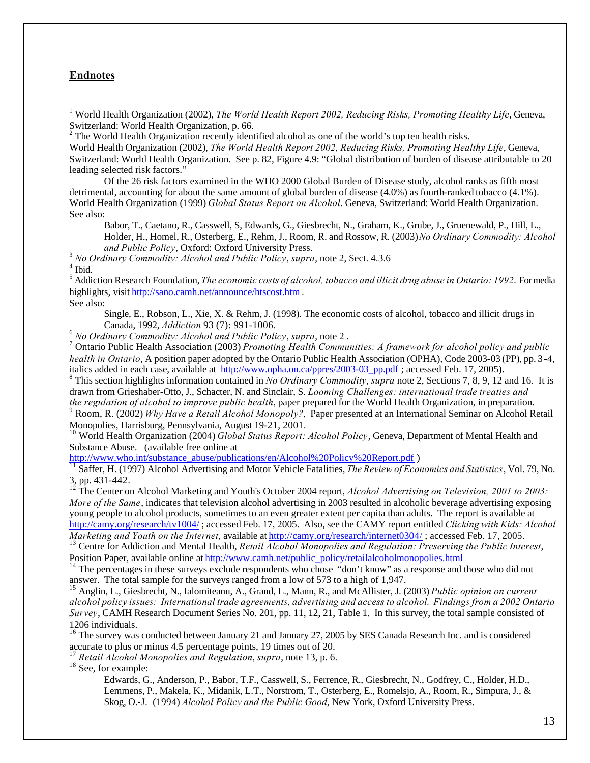## Endnotes

[1] World Health Organization (2002), *The World Health Report 2002, Reducing Risks, Promoting Healthy Life*, Geneva, Switzerland: World Health Organization, p. 66.

[2] The World Health Organization recently identified alcohol as one of the world's top ten health risks. World Health Organization (2002), *The World Health Report 2002, Reducing Risks, Promoting Healthy Life*, Geneva, Switzerland: World Health Organization. See p. 82, Figure 4.9: "Global distribution of burden of disease attributable to 20 leading selected risk factors."

Of the 26 risk factors examined in the WHO 2000 Global Burden of Disease study, alcohol ranks as fifth most detrimental, accounting for about the same amount of global burden of disease (4.0%) as fourth-ranked tobacco (4.1%). World Health Organization (1999) *Global Status Report on Alcohol*. Geneva, Switzerland: World Health Organization. See also:

> Babor, T., Caetano, R., Casswell, S, Edwards, G., Giesbrecht, N., Graham, K., Grube, J., Gruenewald, P., Hill, L., Holder, H., Homel, R., Osterberg, E., Rehm, J., Room, R. and Rossow, R. (2003) *No Ordinary Commodity: Alcohol and Public Policy*, Oxford: Oxford University Press.

[3] *No Ordinary Commodity: Alcohol and Public Policy*, *supra*, note 2, Sect. 4.3.6

[4] Ibid.

[5] Addiction Research Foundation, *The economic costs of alcohol, tobacco and illicit drug abuse in Ontario: 1992*. For media highlights, visit http://sano.camh.net/announce/htscost.htm .

See also:

> Single, E., Robson, L., Xie, X. & Rehm, J. (1998). The economic costs of alcohol, tobacco and illicit drugs in Canada, 1992, *Addiction* 93 (7): 991-1006.

[6] *No Ordinary Commodity: Alcohol and Public Policy*, *supra*, note 2 .

[7] Ontario Public Health Association (2003) *Promoting Health Communities: A framework for alcohol policy and public health in Ontario*, A position paper adopted by the Ontario Public Health Association (OPHA), Code 2003-03 (PP), pp. 3-4, italics added in each case, available at http://www.opha.on.ca/ppres/2003-03_pp.pdf ; accessed Feb. 17, 2005).

[8] This section highlights information contained in *No Ordinary Commodity*, *supra* note 2, Sections 7, 8, 9, 12 and 16. It is drawn from Grieshaber-Otto, J., Schacter, N. and Sinclair, S. *Looming Challenges: international trade treaties and the regulation of alcohol to improve public health*, paper prepared for the World Health Organization, in preparation.

[9] Room, R. (2002) *Why Have a Retail Alcohol Monopoly?,* Paper presented at an International Seminar on Alcohol Retail Monopolies, Harrisburg, Pennsylvania, August 19-21, 2001.

[10] World Health Organization (2004) *Global Status Report: Alcohol Policy*, Geneva, Department of Mental Health and Substance Abuse. (available free online at http://www.who.int/substance_abuse/publications/en/Alcohol%20Policy%20Report.pdf )

[11] Saffer, H. (1997) Alcohol Advertising and Motor Vehicle Fatalities, *The Review of Economics and Statistics*, Vol. 79, No. 3, pp. 431-442.

[12] The Center on Alcohol Marketing and Youth's October 2004 report, *Alcohol Advertising on Television, 2001 to 2003: More of the Same*, indicates that television alcohol advertising in 2003 resulted in alcoholic beverage advertising exposing young people to alcohol products, sometimes to an even greater extent per capita than adults. The report is available at http://camy.org/research/tv1004/ ; accessed Feb. 17, 2005. Also, see the CAMY report entitled *Clicking with Kids: Alcohol Marketing and Youth on the Internet*, available at http://camy.org/research/internet0304/ ; accessed Feb. 17, 2005.

[13] Centre for Addiction and Mental Health, *Retail Alcohol Monopolies and Regulation: Preserving the Public Interest*, Position Paper, available online at http://www.camh.net/public_policy/retailalcoholmonopolies.html

[14] The percentages in these surveys exclude respondents who chose "don't know" as a response and those who did not answer. The total sample for the surveys ranged from a low of 573 to a high of 1,947.

[15] Anglin, L., Giesbrecht, N., Ialomiteanu, A., Grand, L., Mann, R., and McAllister, J. (2003) *Public opinion on current alcohol policy issues: International trade agreements, advertising and access to alcohol. Findings from a 2002 Ontario Survey*, CAMH Research Document Series No. 201, pp. 11, 12, 21, Table 1. In this survey, the total sample consisted of 1206 individuals.

[16] The survey was conducted between January 21 and January 27, 2005 by SES Canada Research Inc. and is considered accurate to plus or minus 4.5 percentage points, 19 times out of 20.

[17] *Retail Alcohol Monopolies and Regulation*, *supra*, note 13, p. 6.

[18] See, for example:

> Edwards, G., Anderson, P., Babor, T.F., Casswell, S., Ferrence, R., Giesbrecht, N., Godfrey, C., Holder, H.D., Lemmens, P., Makela, K., Midanik, L.T., Norstrom, T., Osterberg, E., Romelsjo, A., Room, R., Simpura, J., & Skog, O.-J. (1994) *Alcohol Policy and the Public Good*, New York, Oxford University Press.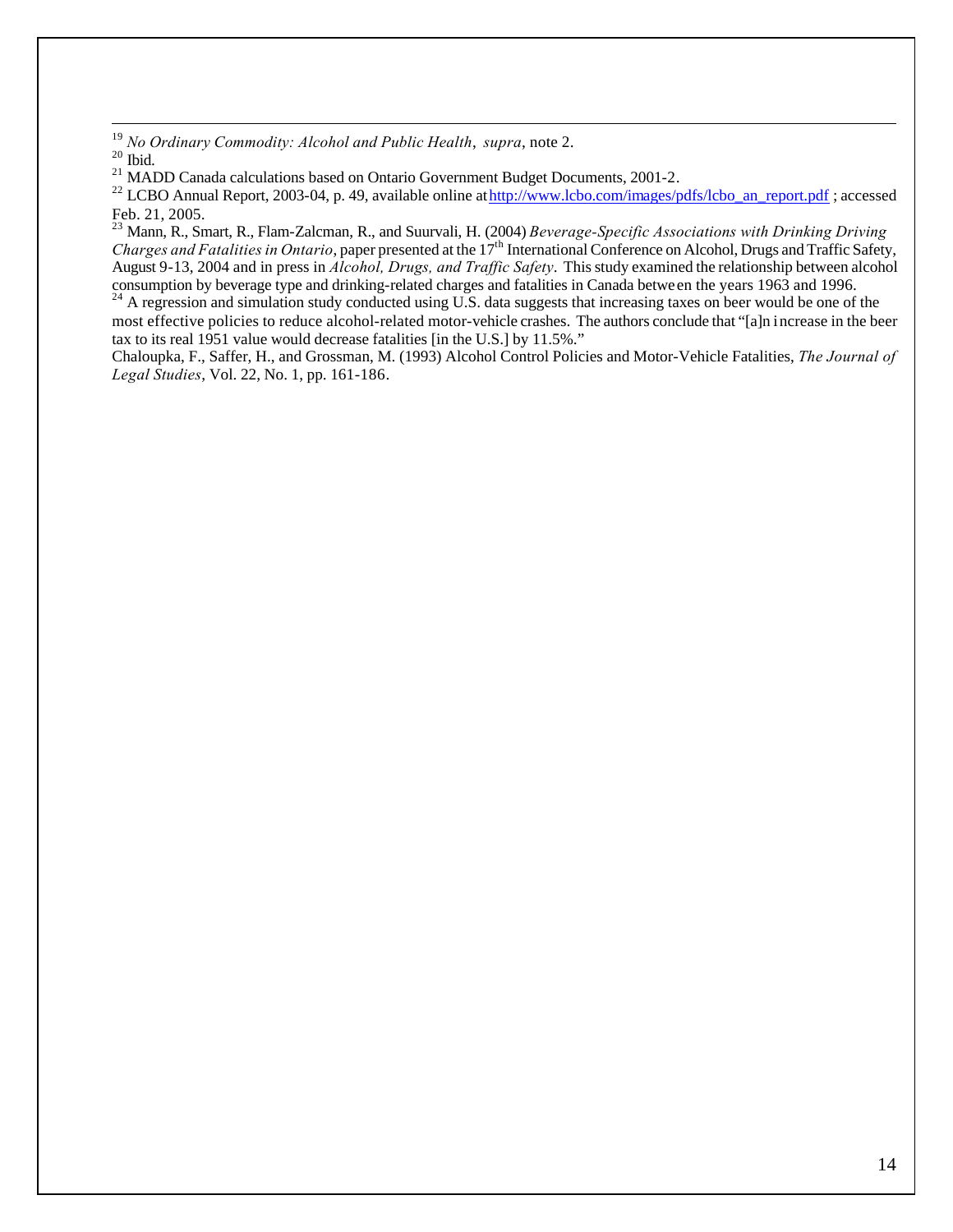[19] *No Ordinary Commodity: Alcohol and Public Health*, *supra*, note 2.

[20] Ibid.

[21] MADD Canada calculations based on Ontario Government Budget Documents, 2001-2.

[22] LCBO Annual Report, 2003-04, p. 49, available online at http://www.lcbo.com/images/pdfs/lcbo_an_report.pdf ; accessed Feb. 21, 2005.

[23] Mann, R., Smart, R., Flam-Zalcman, R., and Suurvali, H. (2004) *Beverage-Specific Associations with Drinking Driving Charges and Fatalities in Ontario*, paper presented at the 17th International Conference on Alcohol, Drugs and Traffic Safety, August 9-13, 2004 and in press in *Alcohol, Drugs, and Traffic Safety*. This study examined the relationship between alcohol consumption by beverage type and drinking-related charges and fatalities in Canada between the years 1963 and 1996.

[24] A regression and simulation study conducted using U.S. data suggests that increasing taxes on beer would be one of the most effective policies to reduce alcohol-related motor-vehicle crashes. The authors conclude that "[a]n increase in the beer tax to its real 1951 value would decrease fatalities [in the U.S.] by 11.5%."

Chaloupka, F., Saffer, H., and Grossman, M. (1993) Alcohol Control Policies and Motor-Vehicle Fatalities, *The Journal of Legal Studies*, Vol. 22, No. 1, pp. 161-186.